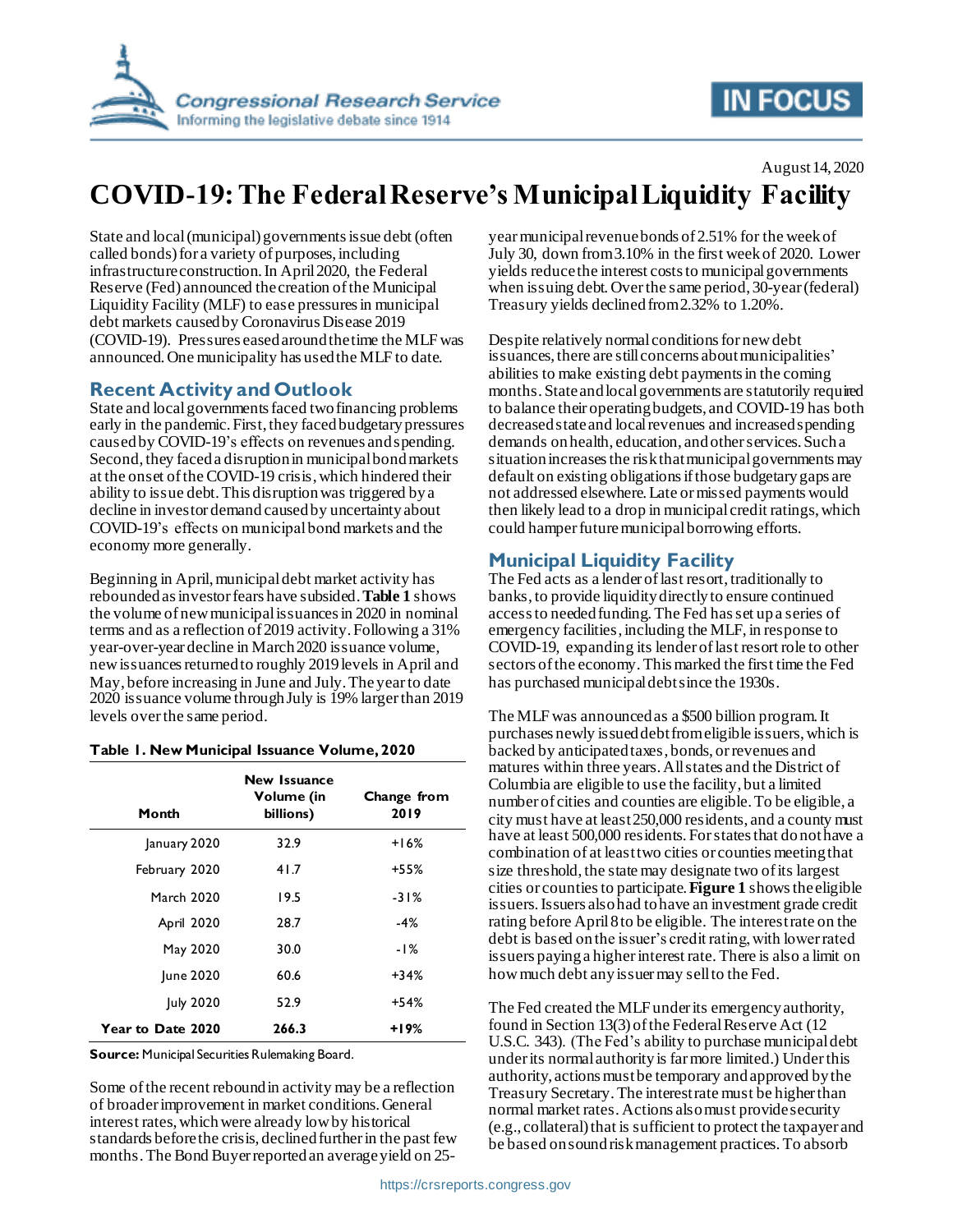August 14, 2020

# COVID-19: The Federal Reserve's Municipal Liquidity Facility

State and local (municipal) governments issue debt (often called bonds) for a variety of purposes, including infrastructure construction. In April 2020, the Federal Reserve (Fed) announced the creation of the Municipal Liquidity Facility (MLF) to ease pressures in municipal debt markets caused by Coronavirus Disease 2019 (COVID-19). Pressures eased around the time the MLF was announced. One municipality has used the MLF to date.

## Recent Activity and Outlook

State and local governments faced two financing problems early in the pandemic. First, they faced budgetary pressures caused by COVID-19's effects on revenues and spending. Second, they faced a disruption in municipal bond markets at the onset of the COVID-19 crisis, which hindered their ability to issue debt. This disruption was triggered by a decline in investor demand caused by uncertainty about COVID-19's effects on municipal bond markets and the economy more generally.

Beginning in April, municipal debt market activity has rebounded as investor fears have subsided. **Table 1** shows the volume of new municipal issuances in 2020 in nominal terms and as a reflection of 2019 activity. Following a 31% year-over-year decline in March 2020 issuance volume, new issuances returned to roughly 2019 levels in April and May, before increasing in June and July. The year to date 2020 issuance volume through July is 19% larger than 2019 levels over the same period.

**Table 1. New Municipal Issuance Volume, 2020**

| Month | New Issuance Volume (in billions) | Change from 2019 |
| --- | --- | --- |
| January 2020 | 32.9 | +16% |
| February 2020 | 41.7 | +55% |
| March 2020 | 19.5 | -31% |
| April 2020 | 28.7 | -4% |
| May 2020 | 30.0 | -1% |
| June 2020 | 60.6 | +34% |
| July 2020 | 52.9 | +54% |
| **Year to Date 2020** | **266.3** | **+19%** |

**Source:** Municipal Securities Rulemaking Board.

Some of the recent rebound in activity may be a reflection of broader improvement in market conditions. General interest rates, which were already low by historical standards before the crisis, declined further in the past few months. The Bond Buyer reported an average yield on 25-year municipal revenue bonds of 2.51% for the week of July 30, down from 3.10% in the first week of 2020. Lower yields reduce the interest costs to municipal governments when issuing debt. Over the same period, 30-year (federal) Treasury yields declined from 2.32% to 1.20%.

Despite relatively normal conditions for new debt issuances, there are still concerns about municipalities' abilities to make existing debt payments in the coming months. State and local governments are statutorily required to balance their operating budgets, and COVID-19 has both decreased state and local revenues and increased spending demands on health, education, and other services. Such a situation increases the risk that municipal governments may default on existing obligations if those budgetary gaps are not addressed elsewhere. Late or missed payments would then likely lead to a drop in municipal credit ratings, which could hamper future municipal borrowing efforts.

## Municipal Liquidity Facility

The Fed acts as a lender of last resort, traditionally to banks, to provide liquidity directly to ensure continued access to needed funding. The Fed has set up a series of emergency facilities, including the MLF, in response to COVID-19, expanding its lender of last resort role to other sectors of the economy. This marked the first time the Fed has purchased municipal debt since the 1930s.

The MLF was announced as a $500 billion program. It purchases newly issued debt from eligible issuers, which is backed by anticipated taxes, bonds, or revenues and matures within three years. All states and the District of Columbia are eligible to use the facility, but a limited number of cities and counties are eligible. To be eligible, a city must have at least 250,000 residents, and a county must have at least 500,000 residents. For states that do not have a combination of at least two cities or counties meeting that size threshold, the state may designate two of its largest cities or counties to participate. **Figure 1** shows the eligible issuers. Issuers also had to have an investment grade credit rating before April 8 to be eligible. The interest rate on the debt is based on the issuer's credit rating, with lower rated issuers paying a higher interest rate. There is also a limit on how much debt any issuer may sell to the Fed.

The Fed created the MLF under its emergency authority, found in Section 13(3) of the Federal Reserve Act (12 U.S.C. 343). (The Fed's ability to purchase municipal debt under its normal authority is far more limited.) Under this authority, actions must be temporary and approved by the Treasury Secretary. The interest rate must be higher than normal market rates. Actions also must provide security (e.g., collateral) that is sufficient to protect the taxpayer and be based on sound risk management practices. To absorb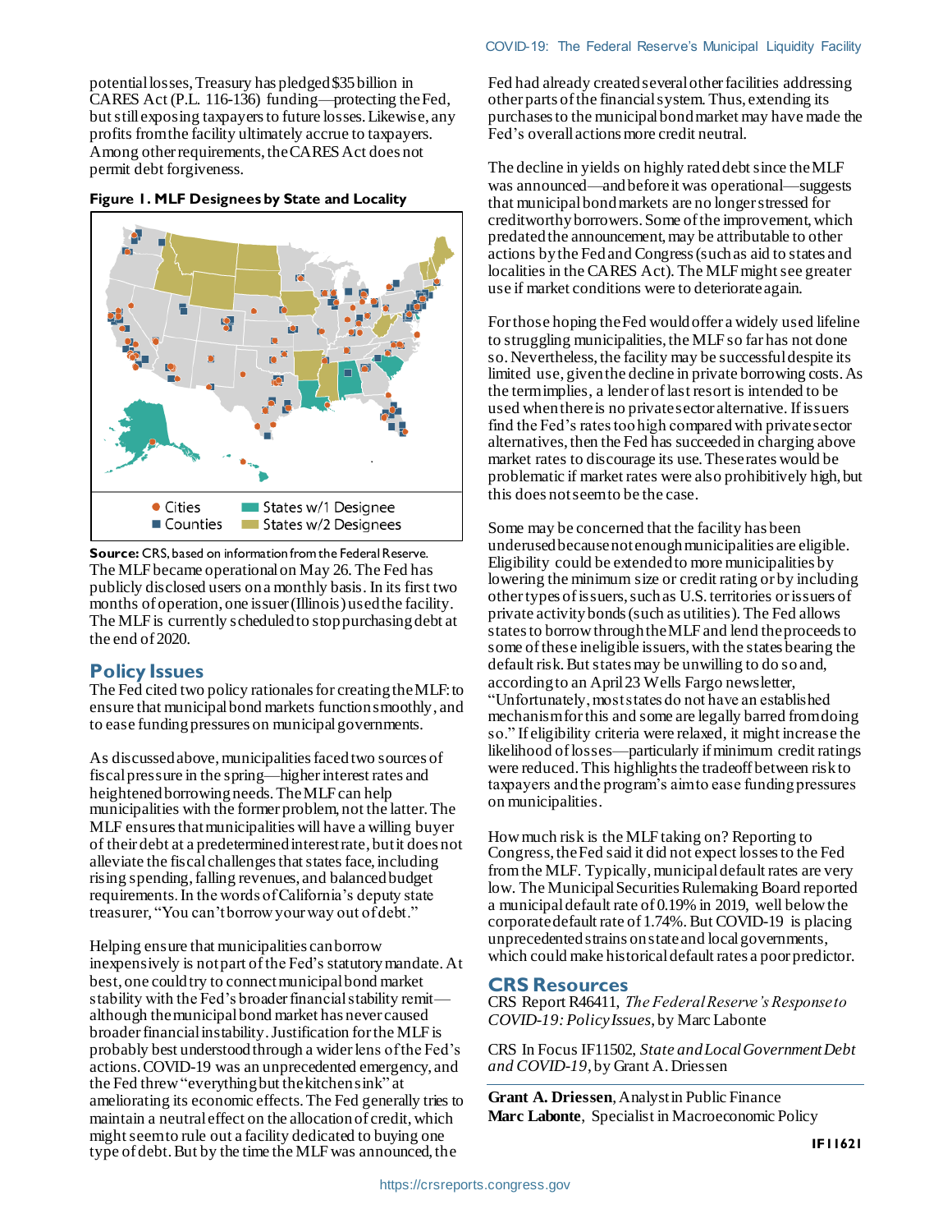potential losses, Treasury has pledged $35 billion in CARES Act (P.L. 116-136) funding—protecting the Fed, but still exposing taxpayers to future losses. Likewise, any profits from the facility ultimately accrue to taxpayers. Among other requirements, the CARES Act does not permit debt forgiveness.

**Figure 1. MLF Designees by State and Locality**

Cities · Counties · States w/1 Designee · States w/2 Designees

**Source:** CRS, based on information from the Federal Reserve.

The MLF became operational on May 26. The Fed has publicly disclosed users on a monthly basis. In its first two months of operation, one issuer (Illinois) used the facility. The MLF is currently scheduled to stop purchasing debt at the end of 2020.

## Policy Issues

The Fed cited two policy rationales for creating the MLF: to ensure that municipal bond markets function smoothly, and to ease funding pressures on municipal governments.

As discussed above, municipalities faced two sources of fiscal pressure in the spring—higher interest rates and heightened borrowing needs. The MLF can help municipalities with the former problem, not the latter. The MLF ensures that municipalities will have a willing buyer of their debt at a predetermined interest rate, but it does not alleviate the fiscal challenges that states face, including rising spending, falling revenues, and balanced budget requirements. In the words of California's deputy state treasurer, "You can't borrow your way out of debt."

Helping ensure that municipalities can borrow inexpensively is not part of the Fed's statutory mandate. At best, one could try to connect municipal bond market stability with the Fed's broader financial stability remit—although the municipal bond market has never caused broader financial instability. Justification for the MLF is probably best understood through a wider lens of the Fed's actions. COVID-19 was an unprecedented emergency, and the Fed threw "everything but the kitchen sink" at ameliorating its economic effects. The Fed generally tries to maintain a neutral effect on the allocation of credit, which might seem to rule out a facility dedicated to buying one type of debt. But by the time the MLF was announced, the Fed had already created several other facilities addressing other parts of the financial system. Thus, extending its purchases to the municipal bond market may have made the Fed's overall actions more credit neutral.

The decline in yields on highly rated debt since the MLF was announced—and before it was operational—suggests that municipal bond markets are no longer stressed for creditworthy borrowers. Some of the improvement, which predated the announcement, may be attributable to other actions by the Fed and Congress (such as aid to states and localities in the CARES Act). The MLF might see greater use if market conditions were to deteriorate again.

For those hoping the Fed would offer a widely used lifeline to struggling municipalities, the MLF so far has not done so. Nevertheless, the facility may be successful despite its limited use, given the decline in private borrowing costs. As the term implies, a lender of last resort is intended to be used when there is no private sector alternative. If issuers find the Fed's rates too high compared with private sector alternatives, then the Fed has succeeded in charging above market rates to discourage its use. These rates would be problematic if market rates were also prohibitively high, but this does not seem to be the case.

Some may be concerned that the facility has been underused because not enough municipalities are eligible. Eligibility could be extended to more municipalities by lowering the minimum size or credit rating or by including other types of issuers, such as U.S. territories or issuers of private activity bonds (such as utilities). The Fed allows states to borrow through the MLF and lend the proceeds to some of these ineligible issuers, with the states bearing the default risk. But states may be unwilling to do so and, according to an April 23 Wells Fargo newsletter, "Unfortunately, most states do not have an established mechanism for this and some are legally barred from doing so." If eligibility criteria were relaxed, it might increase the likelihood of losses—particularly if minimum credit ratings were reduced. This highlights the tradeoff between risk to taxpayers and the program's aim to ease funding pressures on municipalities.

How much risk is the MLF taking on? Reporting to Congress, the Fed said it did not expect losses to the Fed from the MLF. Typically, municipal default rates are very low. The Municipal Securities Rulemaking Board reported a municipal default rate of 0.19% in 2019, well below the corporate default rate of 1.74%. But COVID-19 is placing unprecedented strains on state and local governments, which could make historical default rates a poor predictor.

## CRS Resources

CRS Report R46411, *The Federal Reserve's Response to COVID-19: Policy Issues*, by Marc Labonte

CRS In Focus IF11502, *State and Local Government Debt and COVID-19*, by Grant A. Driessen

**Grant A. Driessen**, Analyst in Public Finance
**Marc Labonte**, Specialist in Macroeconomic Policy

**IF11621**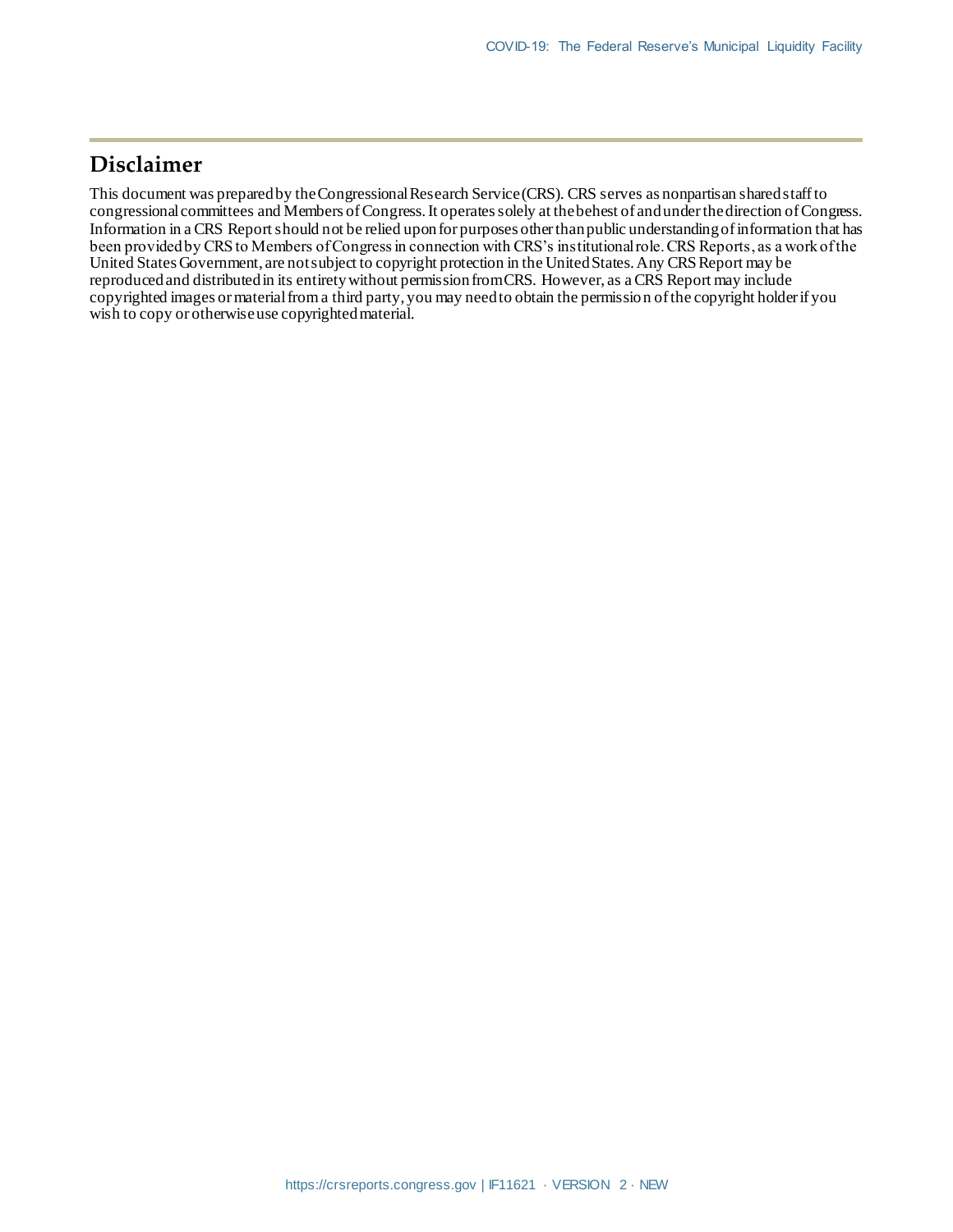## Disclaimer

This document was prepared by the Congressional Research Service (CRS). CRS serves as nonpartisan shared staff to congressional committees and Members of Congress. It operates solely at the behest of and under the direction of Congress. Information in a CRS Report should not be relied upon for purposes other than public understanding of information that has been provided by CRS to Members of Congress in connection with CRS's institutional role. CRS Reports, as a work of the United States Government, are not subject to copyright protection in the United States. Any CRS Report may be reproduced and distributed in its entirety without permission from CRS. However, as a CRS Report may include copyrighted images or material from a third party, you may need to obtain the permission of the copyright holder if you wish to copy or otherwise use copyrighted material.